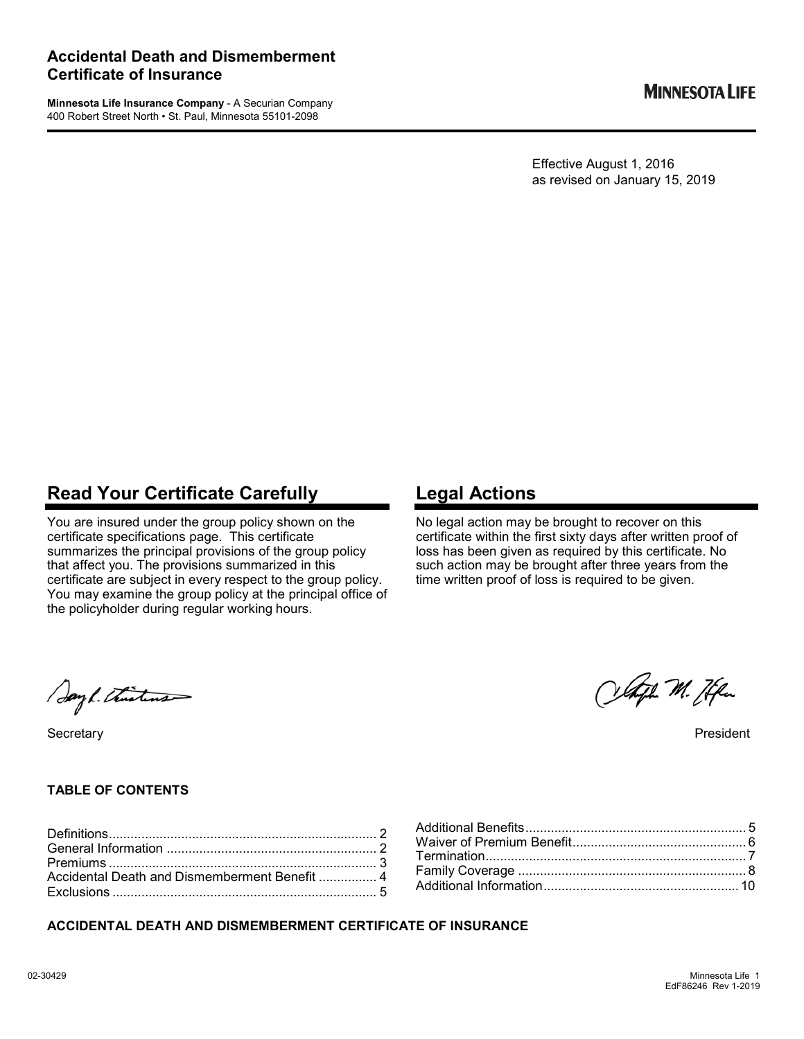# Accidental Death and Dismemberment Certificate of Insurance

**Minnesota Life Insurance Company** - A Securian Company
400 Robert Street North • St. Paul, Minnesota 55101-2098

**MINNESOTA LIFE**

Effective August 1, 2016
as revised on January 15, 2019

## Read Your Certificate Carefully

You are insured under the group policy shown on the certificate specifications page. This certificate summarizes the principal provisions of the group policy that affect you. The provisions summarized in this certificate are subject in every respect to the group policy. You may examine the group policy at the principal office of the policyholder during regular working hours.

## Legal Actions

No legal action may be brought to recover on this certificate within the first sixty days after written proof of loss has been given as required by this certificate. No such action may be brought after three years from the time written proof of loss is required to be given.

Secretary

President

**TABLE OF CONTENTS**

| | |
|---|---|
| Definitions | 2 |
| General Information | 2 |
| Premiums | 3 |
| Accidental Death and Dismemberment Benefit | 4 |
| Exclusions | 5 |
| Additional Benefits | 5 |
| Waiver of Premium Benefit | 6 |
| Termination | 7 |
| Family Coverage | 8 |
| Additional Information | 10 |

**ACCIDENTAL DEATH AND DISMEMBERMENT CERTIFICATE OF INSURANCE**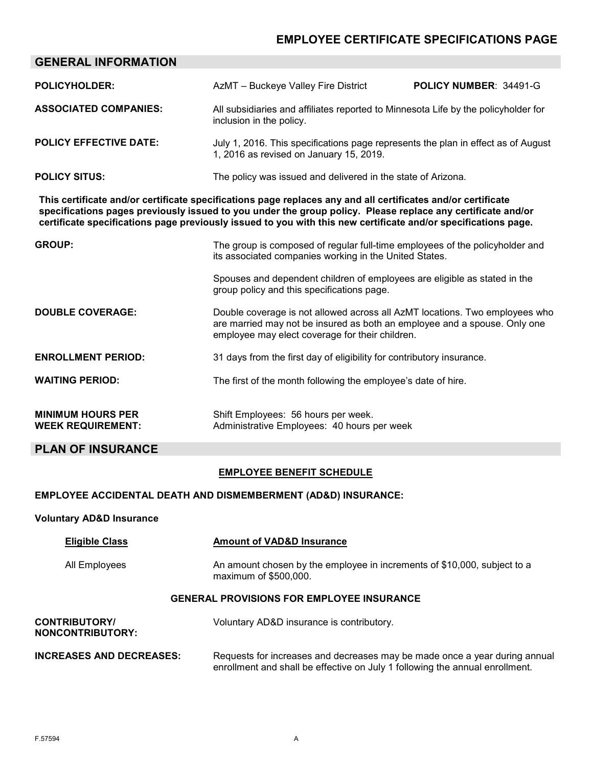# EMPLOYEE CERTIFICATE SPECIFICATIONS PAGE

## GENERAL INFORMATION

**POLICYHOLDER:** AzMT – Buckeye Valley Fire District **POLICY NUMBER**: 34491-G

**ASSOCIATED COMPANIES:** All subsidiaries and affiliates reported to Minnesota Life by the policyholder for inclusion in the policy.

**POLICY EFFECTIVE DATE:** July 1, 2016. This specifications page represents the plan in effect as of August 1, 2016 as revised on January 15, 2019.

**POLICY SITUS:** The policy was issued and delivered in the state of Arizona.

**This certificate and/or certificate specifications page replaces any and all certificates and/or certificate specifications pages previously issued to you under the group policy. Please replace any certificate and/or certificate specifications page previously issued to you with this new certificate and/or specifications page.**

**GROUP:** The group is composed of regular full-time employees of the policyholder and its associated companies working in the United States.

Spouses and dependent children of employees are eligible as stated in the group policy and this specifications page.

**DOUBLE COVERAGE:** Double coverage is not allowed across all AzMT locations. Two employees who are married may not be insured as both an employee and a spouse. Only one employee may elect coverage for their children.

**ENROLLMENT PERIOD:** 31 days from the first day of eligibility for contributory insurance.

**WAITING PERIOD:** The first of the month following the employee's date of hire.

**MINIMUM HOURS PER WEEK REQUIREMENT:** Shift Employees: 56 hours per week.
Administrative Employees: 40 hours per week

## PLAN OF INSURANCE

### EMPLOYEE BENEFIT SCHEDULE

**EMPLOYEE ACCIDENTAL DEATH AND DISMEMBERMENT (AD&D) INSURANCE:**

**Voluntary AD&D Insurance**

| Eligible Class | Amount of VAD&D Insurance |
|---|---|
| All Employees | An amount chosen by the employee in increments of $10,000, subject to a maximum of $500,000. |

### GENERAL PROVISIONS FOR EMPLOYEE INSURANCE

**CONTRIBUTORY/ NONCONTRIBUTORY:** Voluntary AD&D insurance is contributory.

**INCREASES AND DECREASES:** Requests for increases and decreases may be made once a year during annual enrollment and shall be effective on July 1 following the annual enrollment.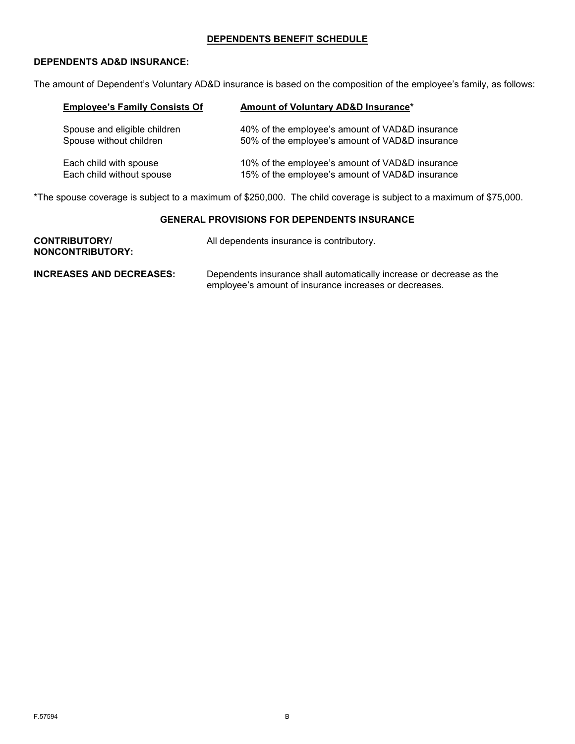## DEPENDENTS BENEFIT SCHEDULE

**DEPENDENTS AD&D INSURANCE:**

The amount of Dependent's Voluntary AD&D insurance is based on the composition of the employee's family, as follows:

| Employee's Family Consists Of | Amount of Voluntary AD&D Insurance* |
|---|---|
| Spouse and eligible children | 40% of the employee's amount of VAD&D insurance |
| Spouse without children | 50% of the employee's amount of VAD&D insurance |
| Each child with spouse | 10% of the employee's amount of VAD&D insurance |
| Each child without spouse | 15% of the employee's amount of VAD&D insurance |

*The spouse coverage is subject to a maximum of $250,000. The child coverage is subject to a maximum of $75,000.

### GENERAL PROVISIONS FOR DEPENDENTS INSURANCE

**CONTRIBUTORY/ NONCONTRIBUTORY:** All dependents insurance is contributory.

**INCREASES AND DECREASES:** Dependents insurance shall automatically increase or decrease as the employee's amount of insurance increases or decreases.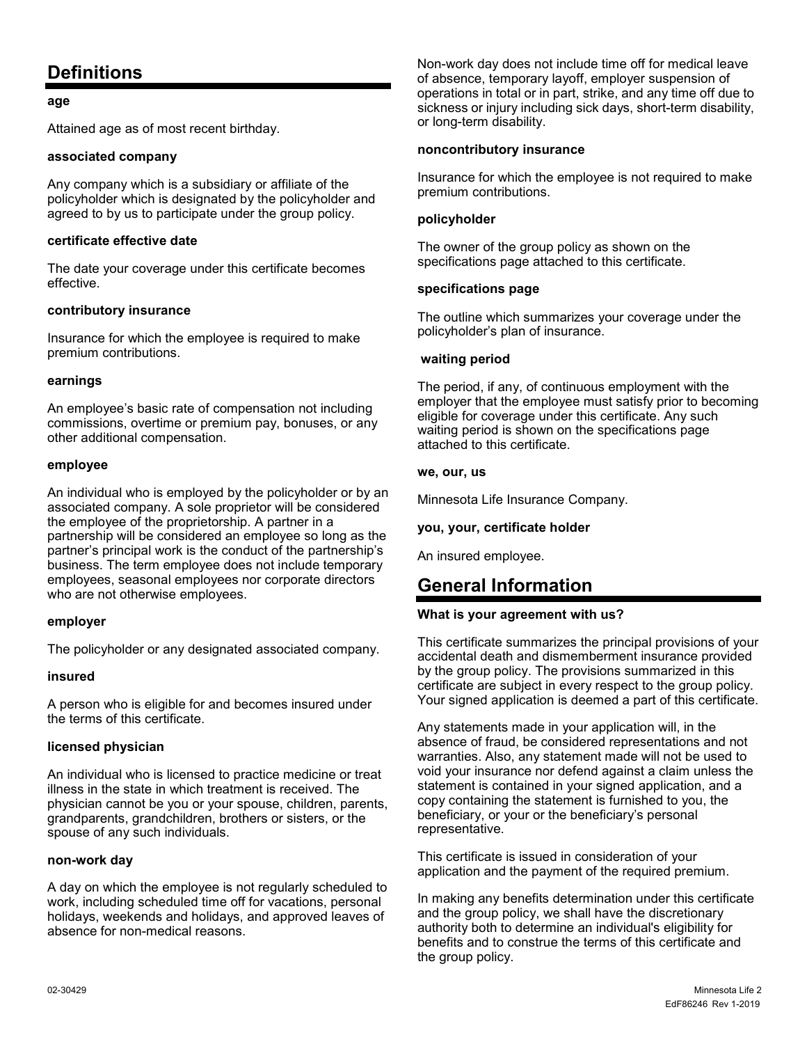## Definitions

**age**

Attained age as of most recent birthday.

**associated company**

Any company which is a subsidiary or affiliate of the policyholder which is designated by the policyholder and agreed to by us to participate under the group policy.

**certificate effective date**

The date your coverage under this certificate becomes effective.

**contributory insurance**

Insurance for which the employee is required to make premium contributions.

**earnings**

An employee's basic rate of compensation not including commissions, overtime or premium pay, bonuses, or any other additional compensation.

**employee**

An individual who is employed by the policyholder or by an associated company. A sole proprietor will be considered the employee of the proprietorship. A partner in a partnership will be considered an employee so long as the partner's principal work is the conduct of the partnership's business. The term employee does not include temporary employees, seasonal employees nor corporate directors who are not otherwise employees.

**employer**

The policyholder or any designated associated company.

**insured**

A person who is eligible for and becomes insured under the terms of this certificate.

**licensed physician**

An individual who is licensed to practice medicine or treat illness in the state in which treatment is received. The physician cannot be you or your spouse, children, parents, grandparents, grandchildren, brothers or sisters, or the spouse of any such individuals.

**non-work day**

A day on which the employee is not regularly scheduled to work, including scheduled time off for vacations, personal holidays, weekends and holidays, and approved leaves of absence for non-medical reasons.

Non-work day does not include time off for medical leave of absence, temporary layoff, employer suspension of operations in total or in part, strike, and any time off due to sickness or injury including sick days, short-term disability, or long-term disability.

**noncontributory insurance**

Insurance for which the employee is not required to make premium contributions.

**policyholder**

The owner of the group policy as shown on the specifications page attached to this certificate.

**specifications page**

The outline which summarizes your coverage under the policyholder's plan of insurance.

**waiting period**

The period, if any, of continuous employment with the employer that the employee must satisfy prior to becoming eligible for coverage under this certificate. Any such waiting period is shown on the specifications page attached to this certificate.

**we, our, us**

Minnesota Life Insurance Company.

**you, your, certificate holder**

An insured employee.

## General Information

**What is your agreement with us?**

This certificate summarizes the principal provisions of your accidental death and dismemberment insurance provided by the group policy. The provisions summarized in this certificate are subject in every respect to the group policy. Your signed application is deemed a part of this certificate.

Any statements made in your application will, in the absence of fraud, be considered representations and not warranties. Also, any statement made will not be used to void your insurance nor defend against a claim unless the statement is contained in your signed application, and a copy containing the statement is furnished to you, the beneficiary, or your or the beneficiary's personal representative.

This certificate is issued in consideration of your application and the payment of the required premium.

In making any benefits determination under this certificate and the group policy, we shall have the discretionary authority both to determine an individual's eligibility for benefits and to construe the terms of this certificate and the group policy.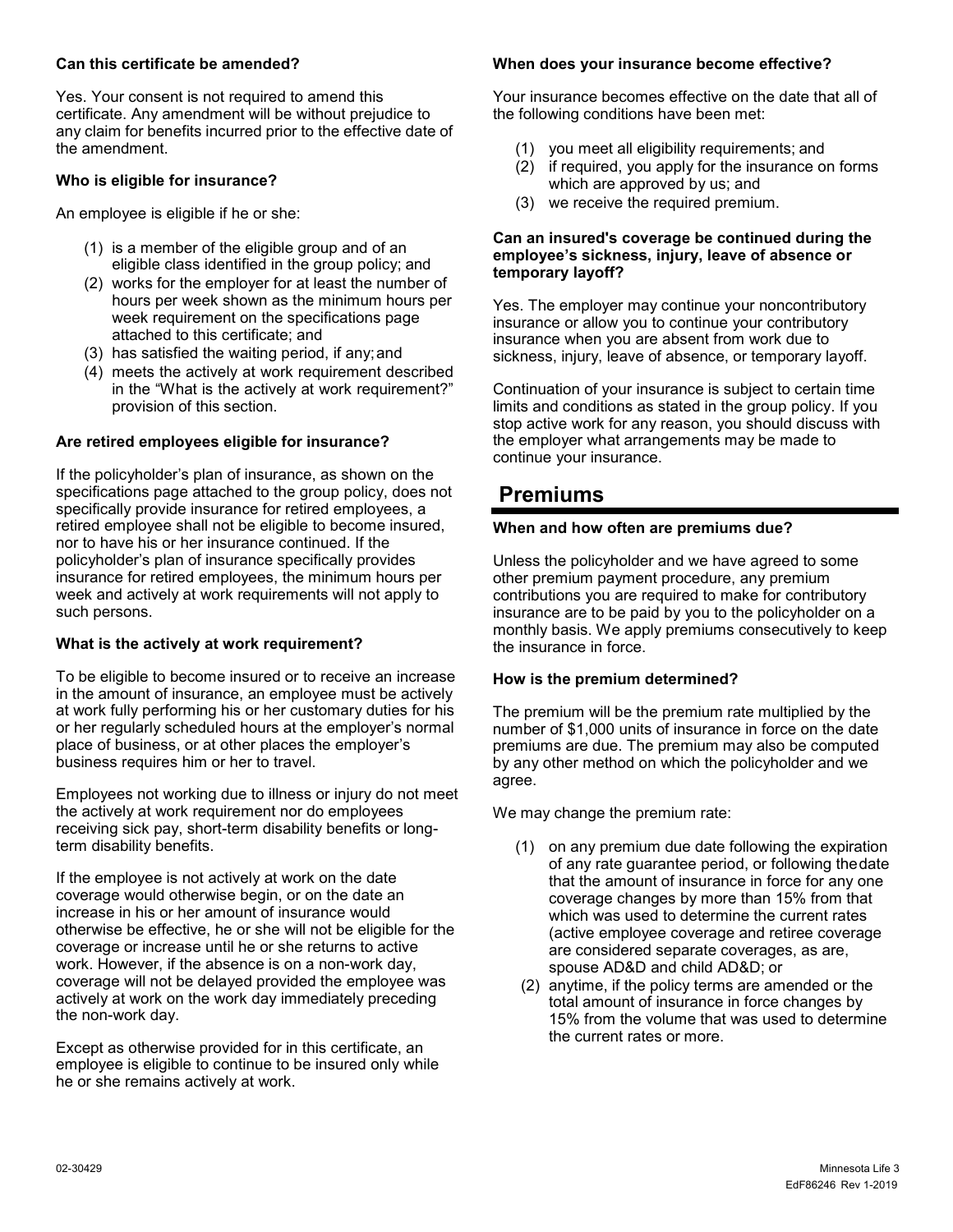**Can this certificate be amended?**

Yes. Your consent is not required to amend this certificate. Any amendment will be without prejudice to any claim for benefits incurred prior to the effective date of the amendment.

**Who is eligible for insurance?**

An employee is eligible if he or she:

(1) is a member of the eligible group and of an eligible class identified in the group policy; and
(2) works for the employer for at least the number of hours per week shown as the minimum hours per week requirement on the specifications page attached to this certificate; and
(3) has satisfied the waiting period, if any; and
(4) meets the actively at work requirement described in the "What is the actively at work requirement?" provision of this section.

**Are retired employees eligible for insurance?**

If the policyholder's plan of insurance, as shown on the specifications page attached to the group policy, does not specifically provide insurance for retired employees, a retired employee shall not be eligible to become insured, nor to have his or her insurance continued. If the policyholder's plan of insurance specifically provides insurance for retired employees, the minimum hours per week and actively at work requirements will not apply to such persons.

**What is the actively at work requirement?**

To be eligible to become insured or to receive an increase in the amount of insurance, an employee must be actively at work fully performing his or her customary duties for his or her regularly scheduled hours at the employer's normal place of business, or at other places the employer's business requires him or her to travel.

Employees not working due to illness or injury do not meet the actively at work requirement nor do employees receiving sick pay, short-term disability benefits or long-term disability benefits.

If the employee is not actively at work on the date coverage would otherwise begin, or on the date an increase in his or her amount of insurance would otherwise be effective, he or she will not be eligible for the coverage or increase until he or she returns to active work. However, if the absence is on a non-work day, coverage will not be delayed provided the employee was actively at work on the work day immediately preceding the non-work day.

Except as otherwise provided for in this certificate, an employee is eligible to continue to be insured only while he or she remains actively at work.

**When does your insurance become effective?**

Your insurance becomes effective on the date that all of the following conditions have been met:

(1) you meet all eligibility requirements; and
(2) if required, you apply for the insurance on forms which are approved by us; and
(3) we receive the required premium.

**Can an insured's coverage be continued during the employee's sickness, injury, leave of absence or temporary layoff?**

Yes. The employer may continue your noncontributory insurance or allow you to continue your contributory insurance when you are absent from work due to sickness, injury, leave of absence, or temporary layoff.

Continuation of your insurance is subject to certain time limits and conditions as stated in the group policy. If you stop active work for any reason, you should discuss with the employer what arrangements may be made to continue your insurance.

## Premiums

**When and how often are premiums due?**

Unless the policyholder and we have agreed to some other premium payment procedure, any premium contributions you are required to make for contributory insurance are to be paid by you to the policyholder on a monthly basis. We apply premiums consecutively to keep the insurance in force.

**How is the premium determined?**

The premium will be the premium rate multiplied by the number of $1,000 units of insurance in force on the date premiums are due. The premium may also be computed by any other method on which the policyholder and we agree.

We may change the premium rate:

(1) on any premium due date following the expiration of any rate guarantee period, or following the date that the amount of insurance in force for any one coverage changes by more than 15% from that which was used to determine the current rates (active employee coverage and retiree coverage are considered separate coverages, as are, spouse AD&D and child AD&D; or
(2) anytime, if the policy terms are amended or the total amount of insurance in force changes by 15% from the volume that was used to determine the current rates or more.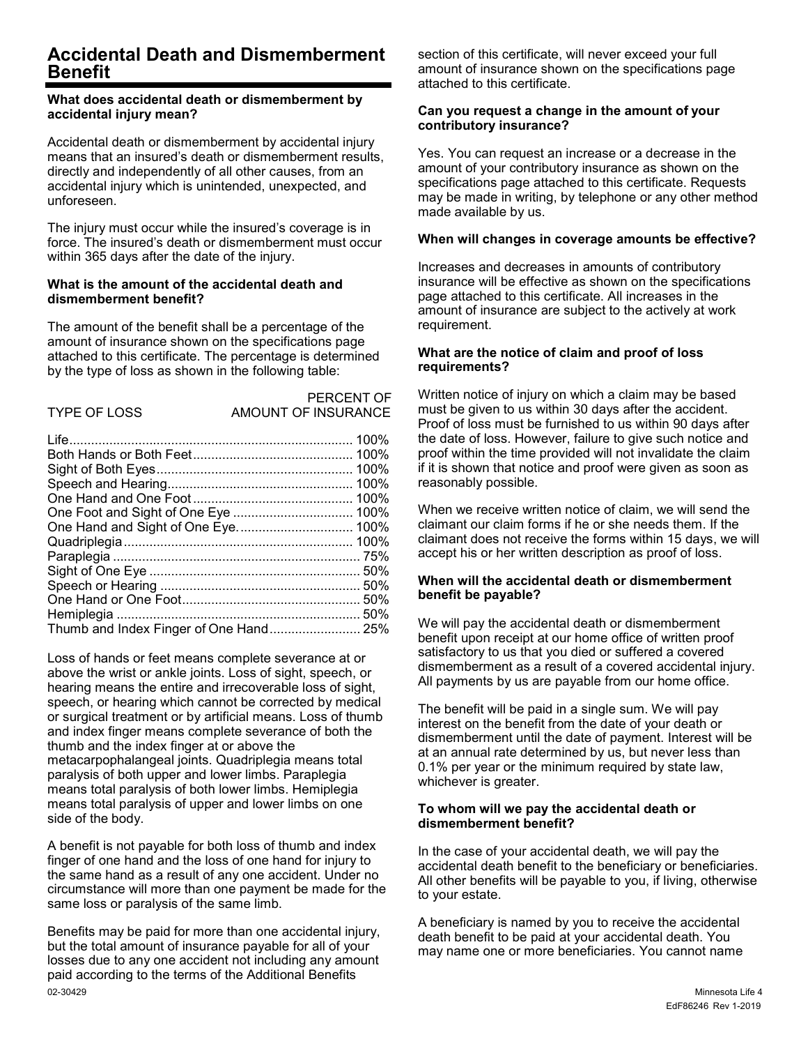## Accidental Death and Dismemberment Benefit

**What does accidental death or dismemberment by accidental injury mean?**

Accidental death or dismemberment by accidental injury means that an insured's death or dismemberment results, directly and independently of all other causes, from an accidental injury which is unintended, unexpected, and unforeseen.

The injury must occur while the insured's coverage is in force. The insured's death or dismemberment must occur within 365 days after the date of the injury.

**What is the amount of the accidental death and dismemberment benefit?**

The amount of the benefit shall be a percentage of the amount of insurance shown on the specifications page attached to this certificate. The percentage is determined by the type of loss as shown in the following table:

| TYPE OF LOSS | PERCENT OF AMOUNT OF INSURANCE |
|---|---|
| Life | 100% |
| Both Hands or Both Feet | 100% |
| Sight of Both Eyes | 100% |
| Speech and Hearing | 100% |
| One Hand and One Foot | 100% |
| One Foot and Sight of One Eye | 100% |
| One Hand and Sight of One Eye | 100% |
| Quadriplegia | 100% |
| Paraplegia | 75% |
| Sight of One Eye | 50% |
| Speech or Hearing | 50% |
| One Hand or One Foot | 50% |
| Hemiplegia | 50% |
| Thumb and Index Finger of One Hand | 25% |

Loss of hands or feet means complete severance at or above the wrist or ankle joints. Loss of sight, speech, or hearing means the entire and irrecoverable loss of sight, speech, or hearing which cannot be corrected by medical or surgical treatment or by artificial means. Loss of thumb and index finger means complete severance of both the thumb and the index finger at or above the metacarpophalangeal joints. Quadriplegia means total paralysis of both upper and lower limbs. Paraplegia means total paralysis of both lower limbs. Hemiplegia means total paralysis of upper and lower limbs on one side of the body.

A benefit is not payable for both loss of thumb and index finger of one hand and the loss of one hand for injury to the same hand as a result of any one accident. Under no circumstance will more than one payment be made for the same loss or paralysis of the same limb.

Benefits may be paid for more than one accidental injury, but the total amount of insurance payable for all of your losses due to any one accident not including any amount paid according to the terms of the Additional Benefits section of this certificate, will never exceed your full amount of insurance shown on the specifications page attached to this certificate.

**Can you request a change in the amount of your contributory insurance?**

Yes. You can request an increase or a decrease in the amount of your contributory insurance as shown on the specifications page attached to this certificate. Requests may be made in writing, by telephone or any other method made available by us.

**When will changes in coverage amounts be effective?**

Increases and decreases in amounts of contributory insurance will be effective as shown on the specifications page attached to this certificate. All increases in the amount of insurance are subject to the actively at work requirement.

**What are the notice of claim and proof of loss requirements?**

Written notice of injury on which a claim may be based must be given to us within 30 days after the accident. Proof of loss must be furnished to us within 90 days after the date of loss. However, failure to give such notice and proof within the time provided will not invalidate the claim if it is shown that notice and proof were given as soon as reasonably possible.

When we receive written notice of claim, we will send the claimant our claim forms if he or she needs them. If the claimant does not receive the forms within 15 days, we will accept his or her written description as proof of loss.

**When will the accidental death or dismemberment benefit be payable?**

We will pay the accidental death or dismemberment benefit upon receipt at our home office of written proof satisfactory to us that you died or suffered a covered dismemberment as a result of a covered accidental injury. All payments by us are payable from our home office.

The benefit will be paid in a single sum. We will pay interest on the benefit from the date of your death or dismemberment until the date of payment. Interest will be at an annual rate determined by us, but never less than 0.1% per year or the minimum required by state law, whichever is greater.

**To whom will we pay the accidental death or dismemberment benefit?**

In the case of your accidental death, we will pay the accidental death benefit to the beneficiary or beneficiaries. All other benefits will be payable to you, if living, otherwise to your estate.

A beneficiary is named by you to receive the accidental death benefit to be paid at your accidental death. You may name one or more beneficiaries. You cannot name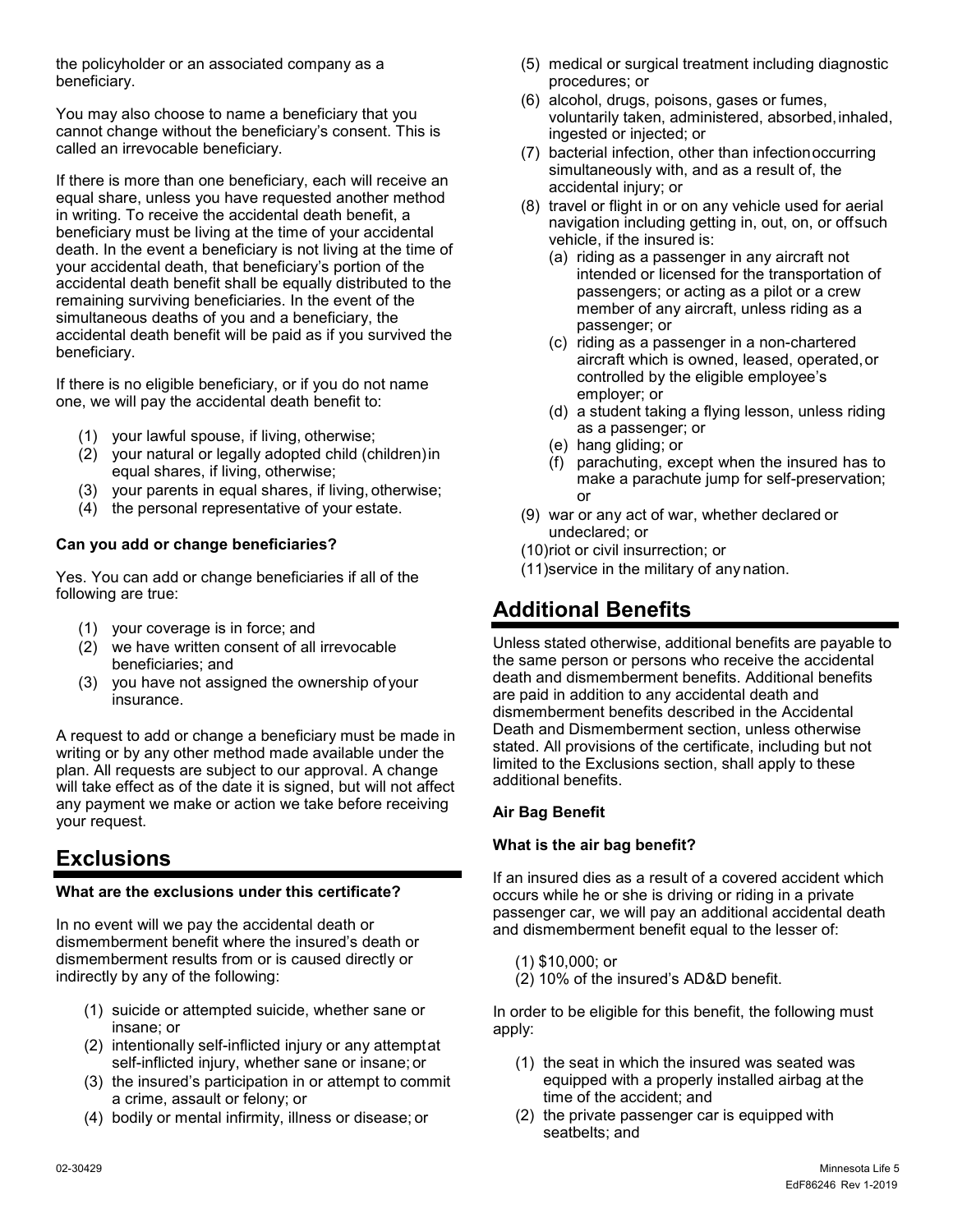the policyholder or an associated company as a beneficiary.

You may also choose to name a beneficiary that you cannot change without the beneficiary's consent. This is called an irrevocable beneficiary.

If there is more than one beneficiary, each will receive an equal share, unless you have requested another method in writing. To receive the accidental death benefit, a beneficiary must be living at the time of your accidental death. In the event a beneficiary is not living at the time of your accidental death, that beneficiary's portion of the accidental death benefit shall be equally distributed to the remaining surviving beneficiaries. In the event of the simultaneous deaths of you and a beneficiary, the accidental death benefit will be paid as if you survived the beneficiary.

If there is no eligible beneficiary, or if you do not name one, we will pay the accidental death benefit to:

(1) your lawful spouse, if living, otherwise;
(2) your natural or legally adopted child (children) in equal shares, if living, otherwise;
(3) your parents in equal shares, if living, otherwise;
(4) the personal representative of your estate.

**Can you add or change beneficiaries?**

Yes. You can add or change beneficiaries if all of the following are true:

(1) your coverage is in force; and
(2) we have written consent of all irrevocable beneficiaries; and
(3) you have not assigned the ownership of your insurance.

A request to add or change a beneficiary must be made in writing or by any other method made available under the plan. All requests are subject to our approval. A change will take effect as of the date it is signed, but will not affect any payment we make or action we take before receiving your request.

## Exclusions

**What are the exclusions under this certificate?**

In no event will we pay the accidental death or dismemberment benefit where the insured's death or dismemberment results from or is caused directly or indirectly by any of the following:

(1) suicide or attempted suicide, whether sane or insane; or
(2) intentionally self-inflicted injury or any attempt at self-inflicted injury, whether sane or insane; or
(3) the insured's participation in or attempt to commit a crime, assault or felony; or
(4) bodily or mental infirmity, illness or disease; or
(5) medical or surgical treatment including diagnostic procedures; or
(6) alcohol, drugs, poisons, gases or fumes, voluntarily taken, administered, absorbed, inhaled, ingested or injected; or
(7) bacterial infection, other than infection occurring simultaneously with, and as a result of, the accidental injury; or
(8) travel or flight in or on any vehicle used for aerial navigation including getting in, out, on, or off such vehicle, if the insured is:
    (a) riding as a passenger in any aircraft not intended or licensed for the transportation of passengers; or acting as a pilot or a crew member of any aircraft, unless riding as a passenger; or
    (c) riding as a passenger in a non-chartered aircraft which is owned, leased, operated, or controlled by the eligible employee's employer; or
    (d) a student taking a flying lesson, unless riding as a passenger; or
    (e) hang gliding; or
    (f) parachuting, except when the insured has to make a parachute jump for self-preservation; or
(9) war or any act of war, whether declared or undeclared; or
(10) riot or civil insurrection; or
(11) service in the military of any nation.

## Additional Benefits

Unless stated otherwise, additional benefits are payable to the same person or persons who receive the accidental death and dismemberment benefits. Additional benefits are paid in addition to any accidental death and dismemberment benefits described in the Accidental Death and Dismemberment section, unless otherwise stated. All provisions of the certificate, including but not limited to the Exclusions section, shall apply to these additional benefits.

**Air Bag Benefit**

**What is the air bag benefit?**

If an insured dies as a result of a covered accident which occurs while he or she is driving or riding in a private passenger car, we will pay an additional accidental death and dismemberment benefit equal to the lesser of:

(1) $10,000; or
(2) 10% of the insured's AD&D benefit.

In order to be eligible for this benefit, the following must apply:

(1) the seat in which the insured was seated was equipped with a properly installed airbag at the time of the accident; and
(2) the private passenger car is equipped with seatbelts; and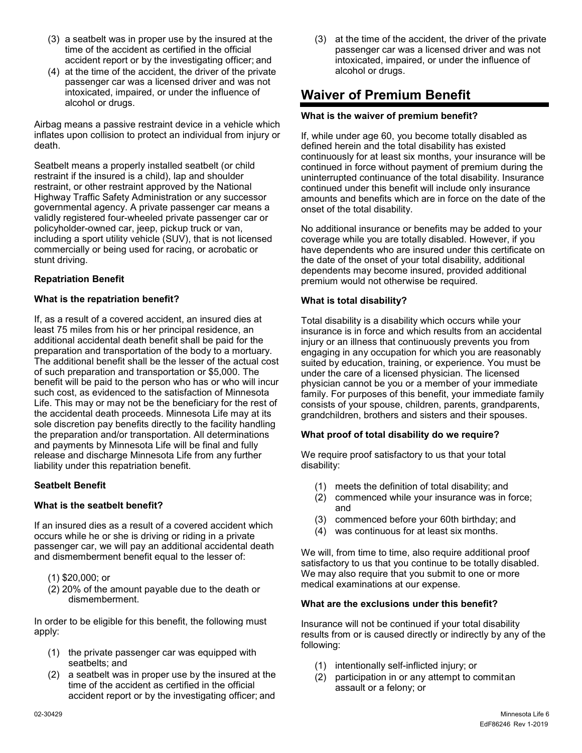(3) a seatbelt was in proper use by the insured at the time of the accident as certified in the official accident report or by the investigating officer; and

(4) at the time of the accident, the driver of the private passenger car was a licensed driver and was not intoxicated, impaired, or under the influence of alcohol or drugs.

Airbag means a passive restraint device in a vehicle which inflates upon collision to protect an individual from injury or death.

Seatbelt means a properly installed seatbelt (or child restraint if the insured is a child), lap and shoulder restraint, or other restraint approved by the National Highway Traffic Safety Administration or any successor governmental agency. A private passenger car means a validly registered four-wheeled private passenger car or policyholder-owned car, jeep, pickup truck or van, including a sport utility vehicle (SUV), that is not licensed commercially or being used for racing, or acrobatic or stunt driving.

**Repatriation Benefit**

**What is the repatriation benefit?**

If, as a result of a covered accident, an insured dies at least 75 miles from his or her principal residence, an additional accidental death benefit shall be paid for the preparation and transportation of the body to a mortuary. The additional benefit shall be the lesser of the actual cost of such preparation and transportation or $5,000. The benefit will be paid to the person who has or who will incur such cost, as evidenced to the satisfaction of Minnesota Life. This may or may not be the beneficiary for the rest of the accidental death proceeds. Minnesota Life may at its sole discretion pay benefits directly to the facility handling the preparation and/or transportation. All determinations and payments by Minnesota Life will be final and fully release and discharge Minnesota Life from any further liability under this repatriation benefit.

**Seatbelt Benefit**

**What is the seatbelt benefit?**

If an insured dies as a result of a covered accident which occurs while he or she is driving or riding in a private passenger car, we will pay an additional accidental death and dismemberment benefit equal to the lesser of:

(1) $20,000; or

(2) 20% of the amount payable due to the death or dismemberment.

In order to be eligible for this benefit, the following must apply:

(1) the private passenger car was equipped with seatbelts; and

(2) a seatbelt was in proper use by the insured at the time of the accident as certified in the official accident report or by the investigating officer; and

(3) at the time of the accident, the driver of the private passenger car was a licensed driver and was not intoxicated, impaired, or under the influence of alcohol or drugs.

## Waiver of Premium Benefit

**What is the waiver of premium benefit?**

If, while under age 60, you become totally disabled as defined herein and the total disability has existed continuously for at least six months, your insurance will be continued in force without payment of premium during the uninterrupted continuance of the total disability. Insurance continued under this benefit will include only insurance amounts and benefits which are in force on the date of the onset of the total disability.

No additional insurance or benefits may be added to your coverage while you are totally disabled. However, if you have dependents who are insured under this certificate on the date of the onset of your total disability, additional dependents may become insured, provided additional premium would not otherwise be required.

**What is total disability?**

Total disability is a disability which occurs while your insurance is in force and which results from an accidental injury or an illness that continuously prevents you from engaging in any occupation for which you are reasonably suited by education, training, or experience. You must be under the care of a licensed physician. The licensed physician cannot be you or a member of your immediate family. For purposes of this benefit, your immediate family consists of your spouse, children, parents, grandparents, grandchildren, brothers and sisters and their spouses.

**What proof of total disability do we require?**

We require proof satisfactory to us that your total disability:

(1) meets the definition of total disability; and

(2) commenced while your insurance was in force; and

(3) commenced before your 60th birthday; and

(4) was continuous for at least six months.

We will, from time to time, also require additional proof satisfactory to us that you continue to be totally disabled. We may also require that you submit to one or more medical examinations at our expense.

**What are the exclusions under this benefit?**

Insurance will not be continued if your total disability results from or is caused directly or indirectly by any of the following:

(1) intentionally self-inflicted injury; or

(2) participation in or any attempt to commit an assault or a felony; or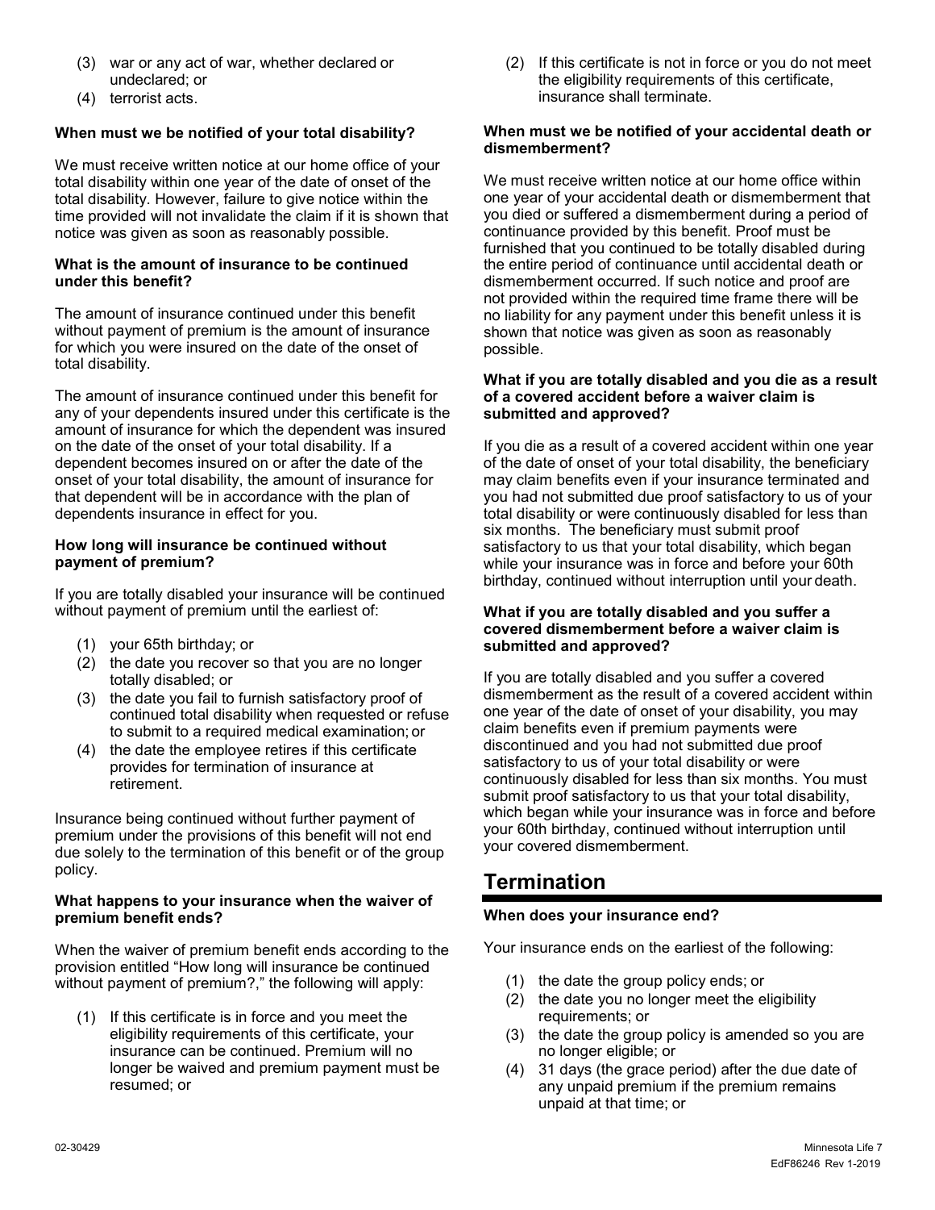(3) war or any act of war, whether declared or undeclared; or
(4) terrorist acts.

**When must we be notified of your total disability?**

We must receive written notice at our home office of your total disability within one year of the date of onset of the total disability. However, failure to give notice within the time provided will not invalidate the claim if it is shown that notice was given as soon as reasonably possible.

**What is the amount of insurance to be continued under this benefit?**

The amount of insurance continued under this benefit without payment of premium is the amount of insurance for which you were insured on the date of the onset of total disability.

The amount of insurance continued under this benefit for any of your dependents insured under this certificate is the amount of insurance for which the dependent was insured on the date of the onset of your total disability. If a dependent becomes insured on or after the date of the onset of your total disability, the amount of insurance for that dependent will be in accordance with the plan of dependents insurance in effect for you.

**How long will insurance be continued without payment of premium?**

If you are totally disabled your insurance will be continued without payment of premium until the earliest of:

(1) your 65th birthday; or
(2) the date you recover so that you are no longer totally disabled; or
(3) the date you fail to furnish satisfactory proof of continued total disability when requested or refuse to submit to a required medical examination; or
(4) the date the employee retires if this certificate provides for termination of insurance at retirement.

Insurance being continued without further payment of premium under the provisions of this benefit will not end due solely to the termination of this benefit or of the group policy.

**What happens to your insurance when the waiver of premium benefit ends?**

When the waiver of premium benefit ends according to the provision entitled "How long will insurance be continued without payment of premium?," the following will apply:

(1) If this certificate is in force and you meet the eligibility requirements of this certificate, your insurance can be continued. Premium will no longer be waived and premium payment must be resumed; or
(2) If this certificate is not in force or you do not meet the eligibility requirements of this certificate, insurance shall terminate.

**When must we be notified of your accidental death or dismemberment?**

We must receive written notice at our home office within one year of your accidental death or dismemberment that you died or suffered a dismemberment during a period of continuance provided by this benefit. Proof must be furnished that you continued to be totally disabled during the entire period of continuance until accidental death or dismemberment occurred. If such notice and proof are not provided within the required time frame there will be no liability for any payment under this benefit unless it is shown that notice was given as soon as reasonably possible.

**What if you are totally disabled and you die as a result of a covered accident before a waiver claim is submitted and approved?**

If you die as a result of a covered accident within one year of the date of onset of your total disability, the beneficiary may claim benefits even if your insurance terminated and you had not submitted due proof satisfactory to us of your total disability or were continuously disabled for less than six months. The beneficiary must submit proof satisfactory to us that your total disability, which began while your insurance was in force and before your 60th birthday, continued without interruption until your death.

**What if you are totally disabled and you suffer a covered dismemberment before a waiver claim is submitted and approved?**

If you are totally disabled and you suffer a covered dismemberment as the result of a covered accident within one year of the date of onset of your disability, you may claim benefits even if premium payments were discontinued and you had not submitted due proof satisfactory to us of your total disability or were continuously disabled for less than six months. You must submit proof satisfactory to us that your total disability, which began while your insurance was in force and before your 60th birthday, continued without interruption until your covered dismemberment.

# Termination

**When does your insurance end?**

Your insurance ends on the earliest of the following:

(1) the date the group policy ends; or
(2) the date you no longer meet the eligibility requirements; or
(3) the date the group policy is amended so you are no longer eligible; or
(4) 31 days (the grace period) after the due date of any unpaid premium if the premium remains unpaid at that time; or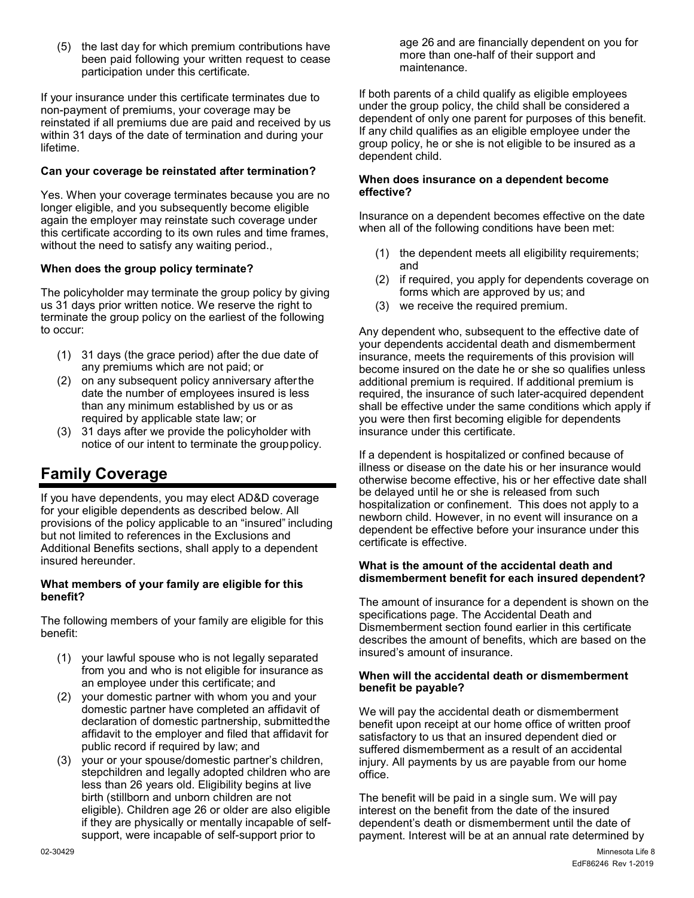(5) the last day for which premium contributions have been paid following your written request to cease participation under this certificate.

If your insurance under this certificate terminates due to non-payment of premiums, your coverage may be reinstated if all premiums due are paid and received by us within 31 days of the date of termination and during your lifetime.

**Can your coverage be reinstated after termination?**

Yes. When your coverage terminates because you are no longer eligible, and you subsequently become eligible again the employer may reinstate such coverage under this certificate according to its own rules and time frames, without the need to satisfy any waiting period.,

**When does the group policy terminate?**

The policyholder may terminate the group policy by giving us 31 days prior written notice. We reserve the right to terminate the group policy on the earliest of the following to occur:

(1) 31 days (the grace period) after the due date of any premiums which are not paid; or
(2) on any subsequent policy anniversary after the date the number of employees insured is less than any minimum established by us or as required by applicable state law; or
(3) 31 days after we provide the policyholder with notice of our intent to terminate the group policy.

## Family Coverage

If you have dependents, you may elect AD&D coverage for your eligible dependents as described below. All provisions of the policy applicable to an "insured" including but not limited to references in the Exclusions and Additional Benefits sections, shall apply to a dependent insured hereunder.

**What members of your family are eligible for this benefit?**

The following members of your family are eligible for this benefit:

(1) your lawful spouse who is not legally separated from you and who is not eligible for insurance as an employee under this certificate; and
(2) your domestic partner with whom you and your domestic partner have completed an affidavit of declaration of domestic partnership, submitted the affidavit to the employer and filed that affidavit for public record if required by law; and
(3) your or your spouse/domestic partner's children, stepchildren and legally adopted children who are less than 26 years old. Eligibility begins at live birth (stillborn and unborn children are not eligible). Children age 26 or older are also eligible if they are physically or mentally incapable of self-support, were incapable of self-support prior to age 26 and are financially dependent on you for more than one-half of their support and maintenance.

If both parents of a child qualify as eligible employees under the group policy, the child shall be considered a dependent of only one parent for purposes of this benefit. If any child qualifies as an eligible employee under the group policy, he or she is not eligible to be insured as a dependent child.

**When does insurance on a dependent become effective?**

Insurance on a dependent becomes effective on the date when all of the following conditions have been met:

(1) the dependent meets all eligibility requirements; and
(2) if required, you apply for dependents coverage on forms which are approved by us; and
(3) we receive the required premium.

Any dependent who, subsequent to the effective date of your dependents accidental death and dismemberment insurance, meets the requirements of this provision will become insured on the date he or she so qualifies unless additional premium is required. If additional premium is required, the insurance of such later-acquired dependent shall be effective under the same conditions which apply if you were then first becoming eligible for dependents insurance under this certificate.

If a dependent is hospitalized or confined because of illness or disease on the date his or her insurance would otherwise become effective, his or her effective date shall be delayed until he or she is released from such hospitalization or confinement. This does not apply to a newborn child. However, in no event will insurance on a dependent be effective before your insurance under this certificate is effective.

**What is the amount of the accidental death and dismemberment benefit for each insured dependent?**

The amount of insurance for a dependent is shown on the specifications page. The Accidental Death and Dismemberment section found earlier in this certificate describes the amount of benefits, which are based on the insured's amount of insurance.

**When will the accidental death or dismemberment benefit be payable?**

We will pay the accidental death or dismemberment benefit upon receipt at our home office of written proof satisfactory to us that an insured dependent died or suffered dismemberment as a result of an accidental injury. All payments by us are payable from our home office.

The benefit will be paid in a single sum. We will pay interest on the benefit from the date of the insured dependent's death or dismemberment until the date of payment. Interest will be at an annual rate determined by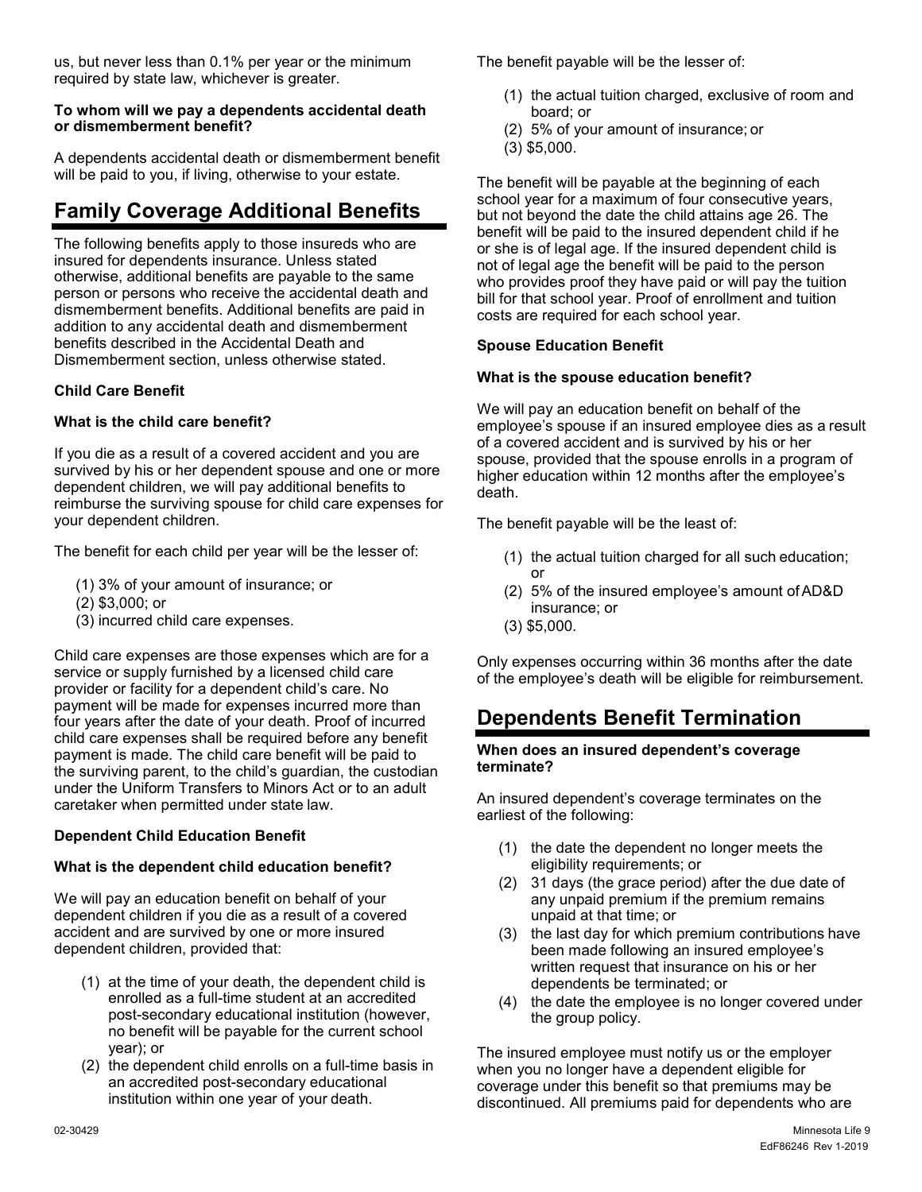us, but never less than 0.1% per year or the minimum required by state law, whichever is greater.

**To whom will we pay a dependents accidental death or dismemberment benefit?**

A dependents accidental death or dismemberment benefit will be paid to you, if living, otherwise to your estate.

## Family Coverage Additional Benefits

The following benefits apply to those insureds who are insured for dependents insurance. Unless stated otherwise, additional benefits are payable to the same person or persons who receive the accidental death and dismemberment benefits. Additional benefits are paid in addition to any accidental death and dismemberment benefits described in the Accidental Death and Dismemberment section, unless otherwise stated.

**Child Care Benefit**

**What is the child care benefit?**

If you die as a result of a covered accident and you are survived by his or her dependent spouse and one or more dependent children, we will pay additional benefits to reimburse the surviving spouse for child care expenses for your dependent children.

The benefit for each child per year will be the lesser of:

(1) 3% of your amount of insurance; or
(2) $3,000; or
(3) incurred child care expenses.

Child care expenses are those expenses which are for a service or supply furnished by a licensed child care provider or facility for a dependent child's care. No payment will be made for expenses incurred more than four years after the date of your death. Proof of incurred child care expenses shall be required before any benefit payment is made. The child care benefit will be paid to the surviving parent, to the child's guardian, the custodian under the Uniform Transfers to Minors Act or to an adult caretaker when permitted under state law.

**Dependent Child Education Benefit**

**What is the dependent child education benefit?**

We will pay an education benefit on behalf of your dependent children if you die as a result of a covered accident and are survived by one or more insured dependent children, provided that:

(1) at the time of your death, the dependent child is enrolled as a full-time student at an accredited post-secondary educational institution (however, no benefit will be payable for the current school year); or
(2) the dependent child enrolls on a full-time basis in an accredited post-secondary educational institution within one year of your death.

The benefit payable will be the lesser of:

(1) the actual tuition charged, exclusive of room and board; or
(2) 5% of your amount of insurance; or
(3) $5,000.

The benefit will be payable at the beginning of each school year for a maximum of four consecutive years, but not beyond the date the child attains age 26. The benefit will be paid to the insured dependent child if he or she is of legal age. If the insured dependent child is not of legal age the benefit will be paid to the person who provides proof they have paid or will pay the tuition bill for that school year. Proof of enrollment and tuition costs are required for each school year.

**Spouse Education Benefit**

**What is the spouse education benefit?**

We will pay an education benefit on behalf of the employee's spouse if an insured employee dies as a result of a covered accident and is survived by his or her spouse, provided that the spouse enrolls in a program of higher education within 12 months after the employee's death.

The benefit payable will be the least of:

(1) the actual tuition charged for all such education; or
(2) 5% of the insured employee's amount of AD&D insurance; or
(3) $5,000.

Only expenses occurring within 36 months after the date of the employee's death will be eligible for reimbursement.

## Dependents Benefit Termination

**When does an insured dependent's coverage terminate?**

An insured dependent's coverage terminates on the earliest of the following:

(1) the date the dependent no longer meets the eligibility requirements; or
(2) 31 days (the grace period) after the due date of any unpaid premium if the premium remains unpaid at that time; or
(3) the last day for which premium contributions have been made following an insured employee's written request that insurance on his or her dependents be terminated; or
(4) the date the employee is no longer covered under the group policy.

The insured employee must notify us or the employer when you no longer have a dependent eligible for coverage under this benefit so that premiums may be discontinued. All premiums paid for dependents who are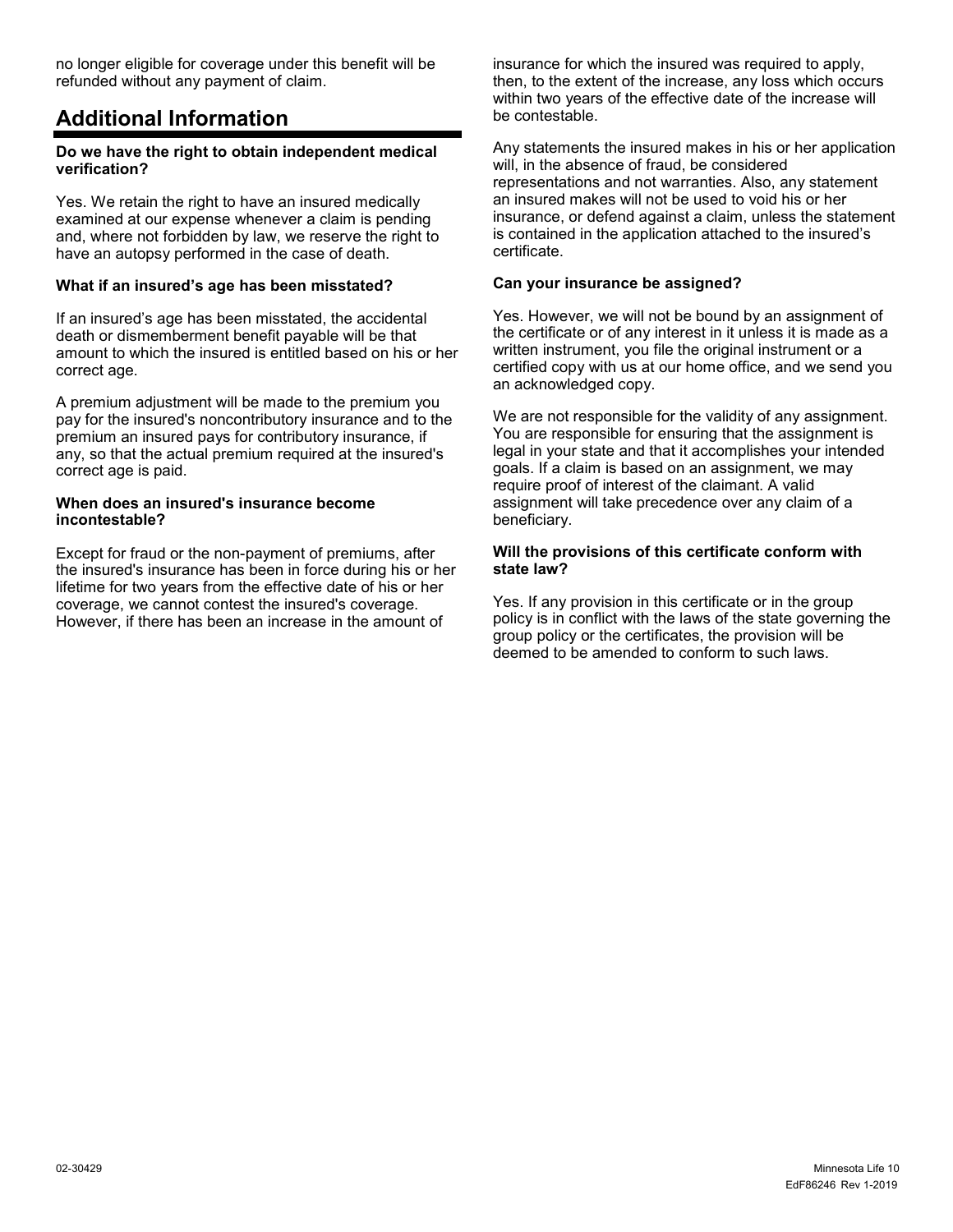no longer eligible for coverage under this benefit will be refunded without any payment of claim.

## Additional Information

**Do we have the right to obtain independent medical verification?**

Yes. We retain the right to have an insured medically examined at our expense whenever a claim is pending and, where not forbidden by law, we reserve the right to have an autopsy performed in the case of death.

**What if an insured's age has been misstated?**

If an insured's age has been misstated, the accidental death or dismemberment benefit payable will be that amount to which the insured is entitled based on his or her correct age.

A premium adjustment will be made to the premium you pay for the insured's noncontributory insurance and to the premium an insured pays for contributory insurance, if any, so that the actual premium required at the insured's correct age is paid.

**When does an insured's insurance become incontestable?**

Except for fraud or the non-payment of premiums, after the insured's insurance has been in force during his or her lifetime for two years from the effective date of his or her coverage, we cannot contest the insured's coverage. However, if there has been an increase in the amount of insurance for which the insured was required to apply, then, to the extent of the increase, any loss which occurs within two years of the effective date of the increase will be contestable.

Any statements the insured makes in his or her application will, in the absence of fraud, be considered representations and not warranties. Also, any statement an insured makes will not be used to void his or her insurance, or defend against a claim, unless the statement is contained in the application attached to the insured's certificate.

**Can your insurance be assigned?**

Yes. However, we will not be bound by an assignment of the certificate or of any interest in it unless it is made as a written instrument, you file the original instrument or a certified copy with us at our home office, and we send you an acknowledged copy.

We are not responsible for the validity of any assignment. You are responsible for ensuring that the assignment is legal in your state and that it accomplishes your intended goals. If a claim is based on an assignment, we may require proof of interest of the claimant. A valid assignment will take precedence over any claim of a beneficiary.

**Will the provisions of this certificate conform with state law?**

Yes. If any provision in this certificate or in the group policy is in conflict with the laws of the state governing the group policy or the certificates, the provision will be deemed to be amended to conform to such laws.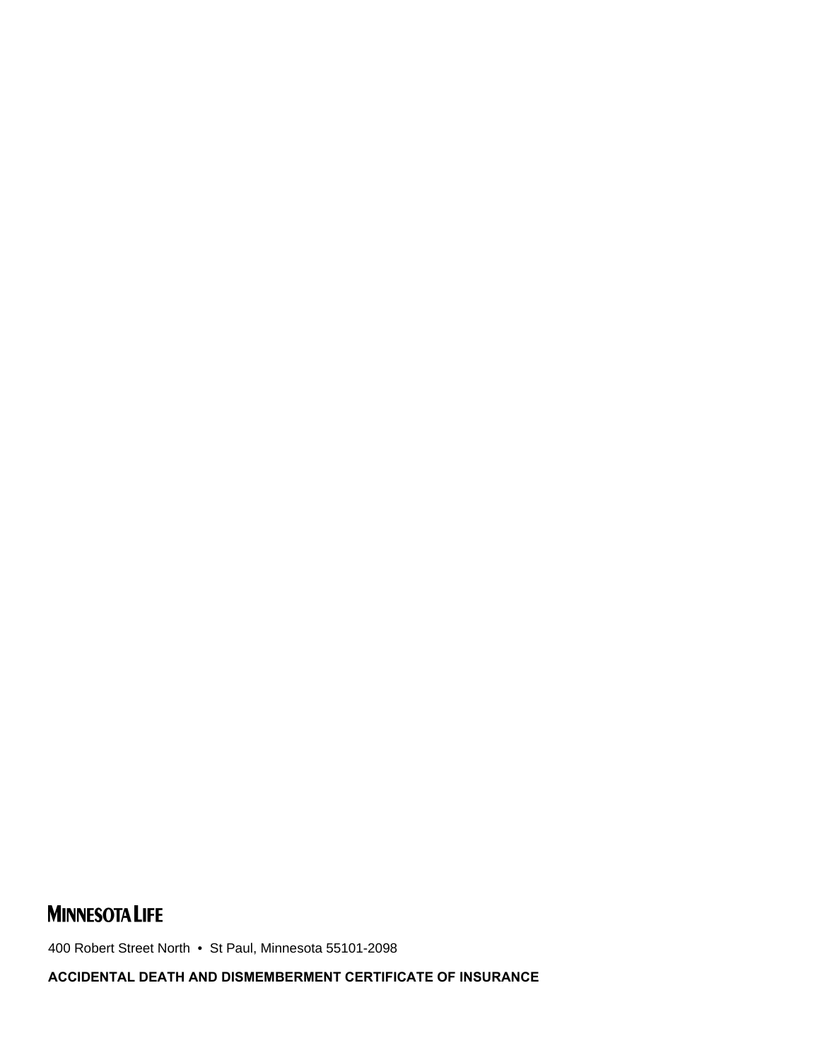**MINNESOTA LIFE**

400 Robert Street North • St Paul, Minnesota 55101-2098

**ACCIDENTAL DEATH AND DISMEMBERMENT CERTIFICATE OF INSURANCE**